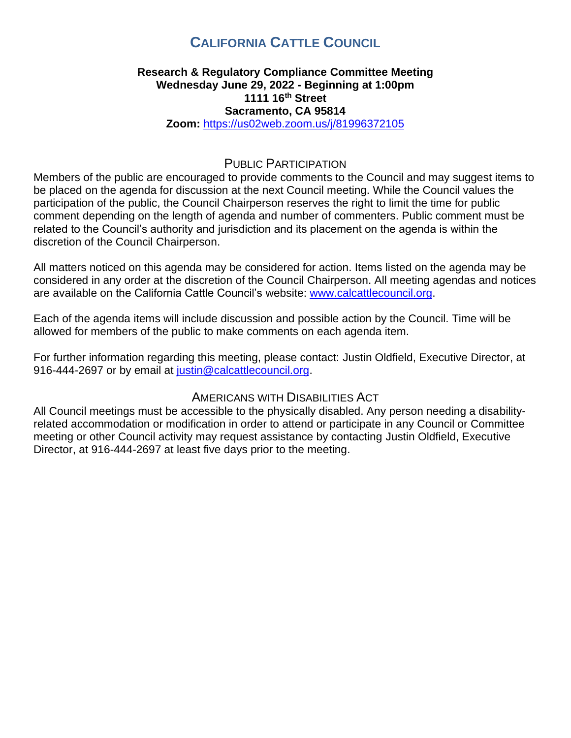# CALIFORNIA CATTLE COUNCIL

**Research & Regulatory Compliance Committee Meeting**
**Wednesday June 29, 2022 - Beginning at 1:00pm**
**1111 16th Street**
**Sacramento, CA 95814**
**Zoom:** https://us02web.zoom.us/j/81996372105

## PUBLIC PARTICIPATION

Members of the public are encouraged to provide comments to the Council and may suggest items to be placed on the agenda for discussion at the next Council meeting. While the Council values the participation of the public, the Council Chairperson reserves the right to limit the time for public comment depending on the length of agenda and number of commenters. Public comment must be related to the Council's authority and jurisdiction and its placement on the agenda is within the discretion of the Council Chairperson.

All matters noticed on this agenda may be considered for action. Items listed on the agenda may be considered in any order at the discretion of the Council Chairperson. All meeting agendas and notices are available on the California Cattle Council's website: www.calcattlecouncil.org.

Each of the agenda items will include discussion and possible action by the Council. Time will be allowed for members of the public to make comments on each agenda item.

For further information regarding this meeting, please contact: Justin Oldfield, Executive Director, at 916-444-2697 or by email at justin@calcattlecouncil.org.

## AMERICANS WITH DISABILITIES ACT

All Council meetings must be accessible to the physically disabled. Any person needing a disability-related accommodation or modification in order to attend or participate in any Council or Committee meeting or other Council activity may request assistance by contacting Justin Oldfield, Executive Director, at 916-444-2697 at least five days prior to the meeting.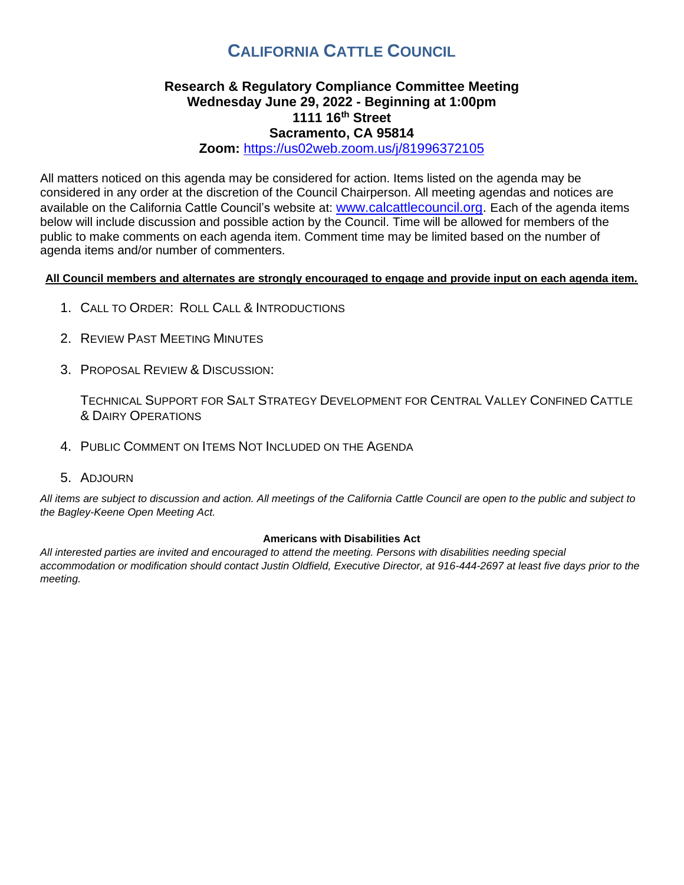# California Cattle Council

## Research & Regulatory Compliance Committee Meeting
**Wednesday June 29, 2022 - Beginning at 1:00pm**
**1111 16th Street**
**Sacramento, CA 95814**
**Zoom:** https://us02web.zoom.us/j/81996372105

All matters noticed on this agenda may be considered for action. Items listed on the agenda may be considered in any order at the discretion of the Council Chairperson. All meeting agendas and notices are available on the California Cattle Council's website at: www.calcattlecouncil.org. Each of the agenda items below will include discussion and possible action by the Council. Time will be allowed for members of the public to make comments on each agenda item. Comment time may be limited based on the number of agenda items and/or number of commenters.

**All Council members and alternates are strongly encouraged to engage and provide input on each agenda item.**

1. Call to Order: Roll Call & Introductions
2. Review Past Meeting Minutes
3. Proposal Review & Discussion:

   Technical Support for Salt Strategy Development for Central Valley Confined Cattle & Dairy Operations

4. Public Comment on Items Not Included on the Agenda
5. Adjourn

*All items are subject to discussion and action. All meetings of the California Cattle Council are open to the public and subject to the Bagley-Keene Open Meeting Act.*

**Americans with Disabilities Act**

*All interested parties are invited and encouraged to attend the meeting. Persons with disabilities needing special accommodation or modification should contact Justin Oldfield, Executive Director, at 916-444-2697 at least five days prior to the meeting.*